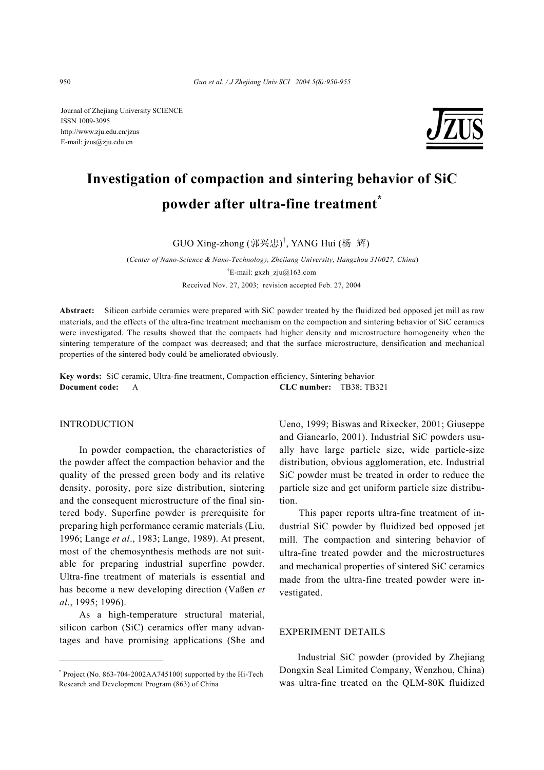Journal of Zhejiang University SCIENCE
ISSN 1009-3095
http://www.zju.edu.cn/jzus
E-mail: jzus@zju.edu.cn

# Investigation of compaction and sintering behavior of SiC powder after ultra-fine treatment*

GUO Xing-zhong (郭兴忠)†, YANG Hui (杨 辉)

(*Center of Nano-Science & Nano-Technology, Zhejiang University, Hangzhou 310027, China*)

†E-mail: gxzh_zju@163.com

Received Nov. 27, 2003; revision accepted Feb. 27, 2004

**Abstract:** Silicon carbide ceramics were prepared with SiC powder treated by the fluidized bed opposed jet mill as raw materials, and the effects of the ultra-fine treatment mechanism on the compaction and sintering behavior of SiC ceramics were investigated. The results showed that the compacts had higher density and microstructure homogeneity when the sintering temperature of the compact was decreased; and that the surface microstructure, densification and mechanical properties of the sintered body could be ameliorated obviously.

**Key words:** SiC ceramic, Ultra-fine treatment, Compaction efficiency, Sintering behavior
**Document code:** A **CLC number:** TB38; TB321

## INTRODUCTION

In powder compaction, the characteristics of the powder affect the compaction behavior and the quality of the pressed green body and its relative density, porosity, pore size distribution, sintering and the consequent microstructure of the final sintered body. Superfine powder is prerequisite for preparing high performance ceramic materials (Liu, 1996; Lange *et al*., 1983; Lange, 1989). At present, most of the chemosynthesis methods are not suitable for preparing industrial superfine powder. Ultra-fine treatment of materials is essential and has become a new developing direction (Vaßen *et al*., 1995; 1996).

As a high-temperature structural material, silicon carbon (SiC) ceramics offer many advantages and have promising applications (She and Ueno, 1999; Biswas and Rixecker, 2001; Giuseppe and Giancarlo, 2001). Industrial SiC powders usually have large particle size, wide particle-size distribution, obvious agglomeration, etc. Industrial SiC powder must be treated in order to reduce the particle size and get uniform particle size distribution.

This paper reports ultra-fine treatment of industrial SiC powder by fluidized bed opposed jet mill. The compaction and sintering behavior of ultra-fine treated powder and the microstructures and mechanical properties of sintered SiC ceramics made from the ultra-fine treated powder were investigated.

## EXPERIMENT DETAILS

Industrial SiC powder (provided by Zhejiang Dongxin Seal Limited Company, Wenzhou, China) was ultra-fine treated on the QLM-80K fluidized

---

* Project (No. 863-704-2002AA745100) supported by the Hi-Tech Research and Development Program (863) of China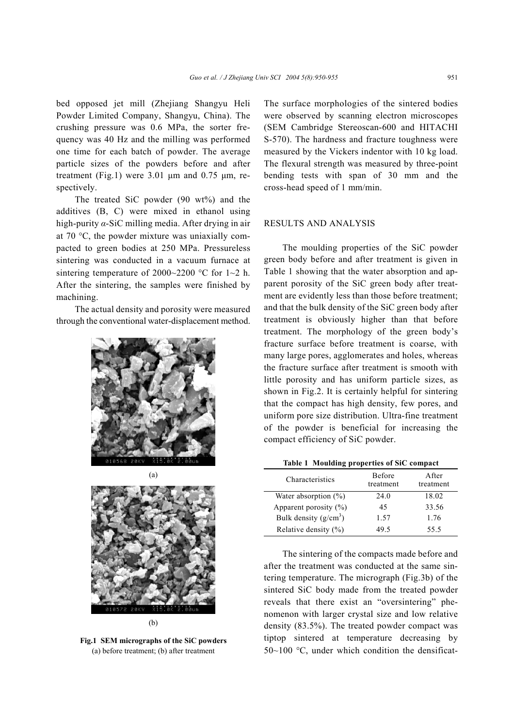bed opposed jet mill (Zhejiang Shangyu Heli Powder Limited Company, Shangyu, China). The crushing pressure was 0.6 MPa, the sorter frequency was 40 Hz and the milling was performed one time for each batch of powder. The average particle sizes of the powders before and after treatment (Fig.1) were 3.01 μm and 0.75 μm, respectively.

The treated SiC powder (90 wt%) and the additives (B, C) were mixed in ethanol using high-purity *α*-SiC milling media. After drying in air at 70 °C, the powder mixture was uniaxially compacted to green bodies at 250 MPa. Pressureless sintering was conducted in a vacuum furnace at sintering temperature of 2000~2200 °C for 1~2 h. After the sintering, the samples were finished by machining.

The actual density and porosity were measured through the conventional water-displacement method.

(a)

(b)

**Fig.1 SEM micrographs of the SiC powders**
(a) before treatment; (b) after treatment

The surface morphologies of the sintered bodies were observed by scanning electron microscopes (SEM Cambridge Stereoscan-600 and HITACHI S-570). The hardness and fracture toughness were measured by the Vickers indentor with 10 kg load. The flexural strength was measured by three-point bending tests with span of 30 mm and the cross-head speed of 1 mm/min.

## RESULTS AND ANALYSIS

The moulding properties of the SiC powder green body before and after treatment is given in Table 1 showing that the water absorption and apparent porosity of the SiC green body after treatment are evidently less than those before treatment; and that the bulk density of the SiC green body after treatment is obviously higher than that before treatment. The morphology of the green body's fracture surface before treatment is coarse, with many large pores, agglomerates and holes, whereas the fracture surface after treatment is smooth with little porosity and has uniform particle sizes, as shown in Fig.2. It is certainly helpful for sintering that the compact has high density, few pores, and uniform pore size distribution. Ultra-fine treatment of the powder is beneficial for increasing the compact efficiency of SiC powder.

**Table 1 Moulding properties of SiC compact**

| Characteristics | Before treatment | After treatment |
|---|---|---|
| Water absorption (%) | 24.0 | 18.02 |
| Apparent porosity (%) | 45 | 33.56 |
| Bulk density (g/cm$^3$) | 1.57 | 1.76 |
| Relative density (%) | 49.5 | 55.5 |

The sintering of the compacts made before and after the treatment was conducted at the same sintering temperature. The micrograph (Fig.3b) of the sintered SiC body made from the treated powder reveals that there exist an "oversintering" phenomenon with larger crystal size and low relative density (83.5%). The treated powder compact was tiptop sintered at temperature decreasing by 50~100 °C, under which condition the densificat-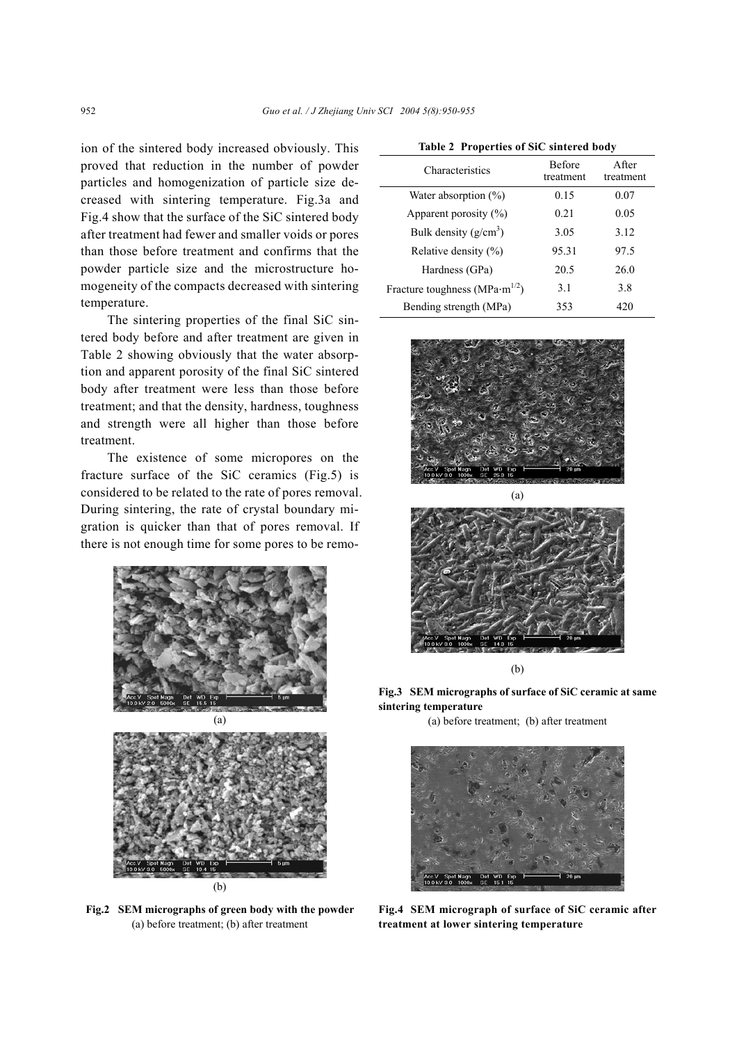ion of the sintered body increased obviously. This proved that reduction in the number of powder particles and homogenization of particle size decreased with sintering temperature. Fig.3a and Fig.4 show that the surface of the SiC sintered body after treatment had fewer and smaller voids or pores than those before treatment and confirms that the powder particle size and the microstructure homogeneity of the compacts decreased with sintering temperature.

The sintering properties of the final SiC sintered body before and after treatment are given in Table 2 showing obviously that the water absorption and apparent porosity of the final SiC sintered body after treatment were less than those before treatment; and that the density, hardness, toughness and strength were all higher than those before treatment.

The existence of some micropores on the fracture surface of the SiC ceramics (Fig.5) is considered to be related to the rate of pores removal. During sintering, the rate of crystal boundary migration is quicker than that of pores removal. If there is not enough time for some pores to be remo-

**Fig.2 SEM micrographs of green body with the powder**
(a) before treatment; (b) after treatment

**Table 2 Properties of SiC sintered body**

| Characteristics | Before treatment | After treatment |
|---|---|---|
| Water absorption (%) | 0.15 | 0.07 |
| Apparent porosity (%) | 0.21 | 0.05 |
| Bulk density (g/cm$^3$) | 3.05 | 3.12 |
| Relative density (%) | 95.31 | 97.5 |
| Hardness (GPa) | 20.5 | 26.0 |
| Fracture toughness (MPa·m$^{1/2}$) | 3.1 | 3.8 |
| Bending strength (MPa) | 353 | 420 |

**Fig.3 SEM micrographs of surface of SiC ceramic at same sintering temperature**
(a) before treatment; (b) after treatment

**Fig.4 SEM micrograph of surface of SiC ceramic after treatment at lower sintering temperature**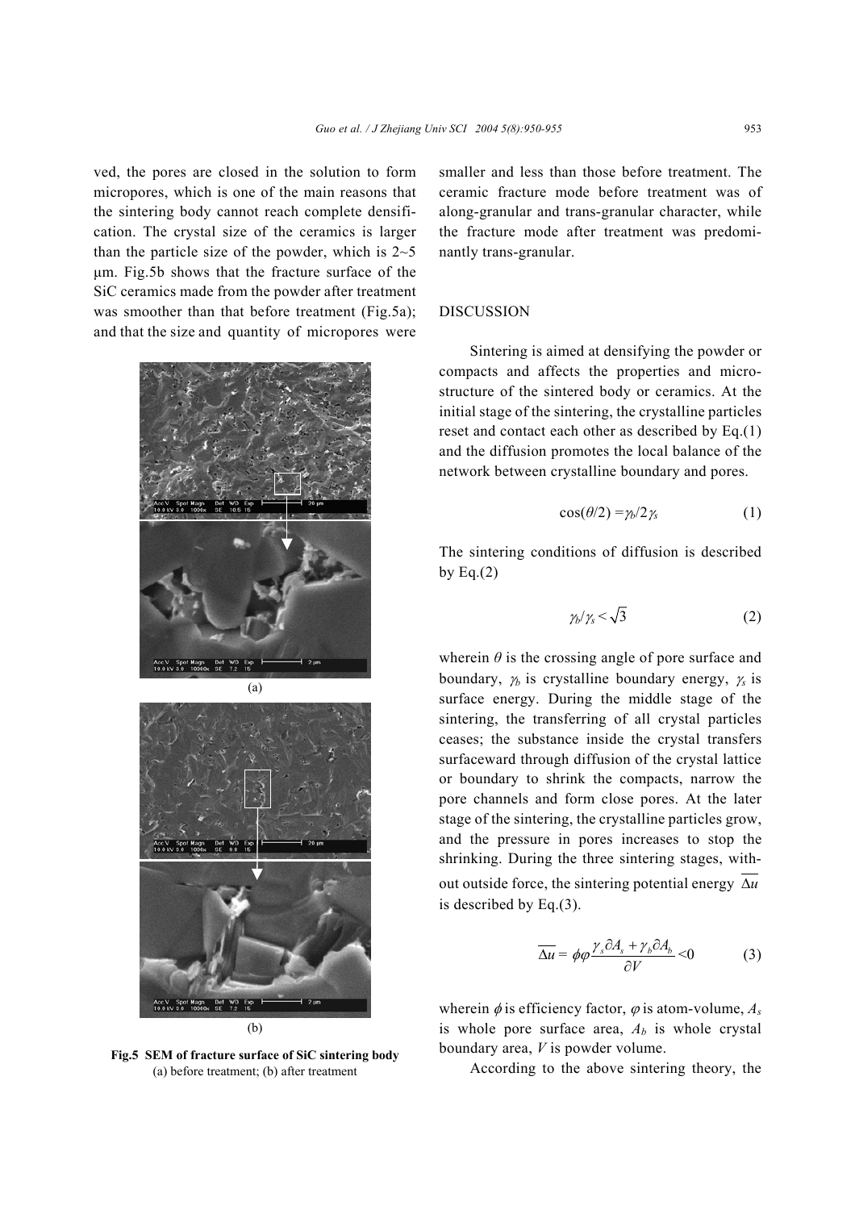ved, the pores are closed in the solution to form micropores, which is one of the main reasons that the sintering body cannot reach complete densification. The crystal size of the ceramics is larger than the particle size of the powder, which is 2~5 μm. Fig.5b shows that the fracture surface of the SiC ceramics made from the powder after treatment was smoother than that before treatment (Fig.5a); and that the size and quantity of micropores were smaller and less than those before treatment. The ceramic fracture mode before treatment was of along-granular and trans-granular character, while the fracture mode after treatment was predominantly trans-granular.

**Fig.5 SEM of fracture surface of SiC sintering body**
(a) before treatment; (b) after treatment

## DISCUSSION

Sintering is aimed at densifying the powder or compacts and affects the properties and microstructure of the sintered body or ceramics. At the initial stage of the sintering, the crystalline particles reset and contact each other as described by Eq.(1) and the diffusion promotes the local balance of the network between crystalline boundary and pores.

$$\cos(\theta/2) = \gamma_b/2\gamma_s \tag{1}$$

The sintering conditions of diffusion is described by Eq.(2)

$$\gamma_b/\gamma_s < \sqrt{3} \tag{2}$$

wherein $\theta$ is the crossing angle of pore surface and boundary, $\gamma_b$ is crystalline boundary energy, $\gamma_s$ is surface energy. During the middle stage of the sintering, the transferring of all crystal particles ceases; the substance inside the crystal transfers surfaceward through diffusion of the crystal lattice or boundary to shrink the compacts, narrow the pore channels and form close pores. At the later stage of the sintering, the crystalline particles grow, and the pressure in pores increases to stop the shrinking. During the three sintering stages, without outside force, the sintering potential energy $\overline{\Delta u}$ is described by Eq.(3).

$$\overline{\Delta u} = \phi\varphi \frac{\gamma_s \partial A_s + \gamma_b \partial A_b}{\partial V} < 0 \tag{3}$$

wherein $\phi$ is efficiency factor, $\varphi$ is atom-volume, $A_s$ is whole pore surface area, $A_b$ is whole crystal boundary area, $V$ is powder volume.

According to the above sintering theory, the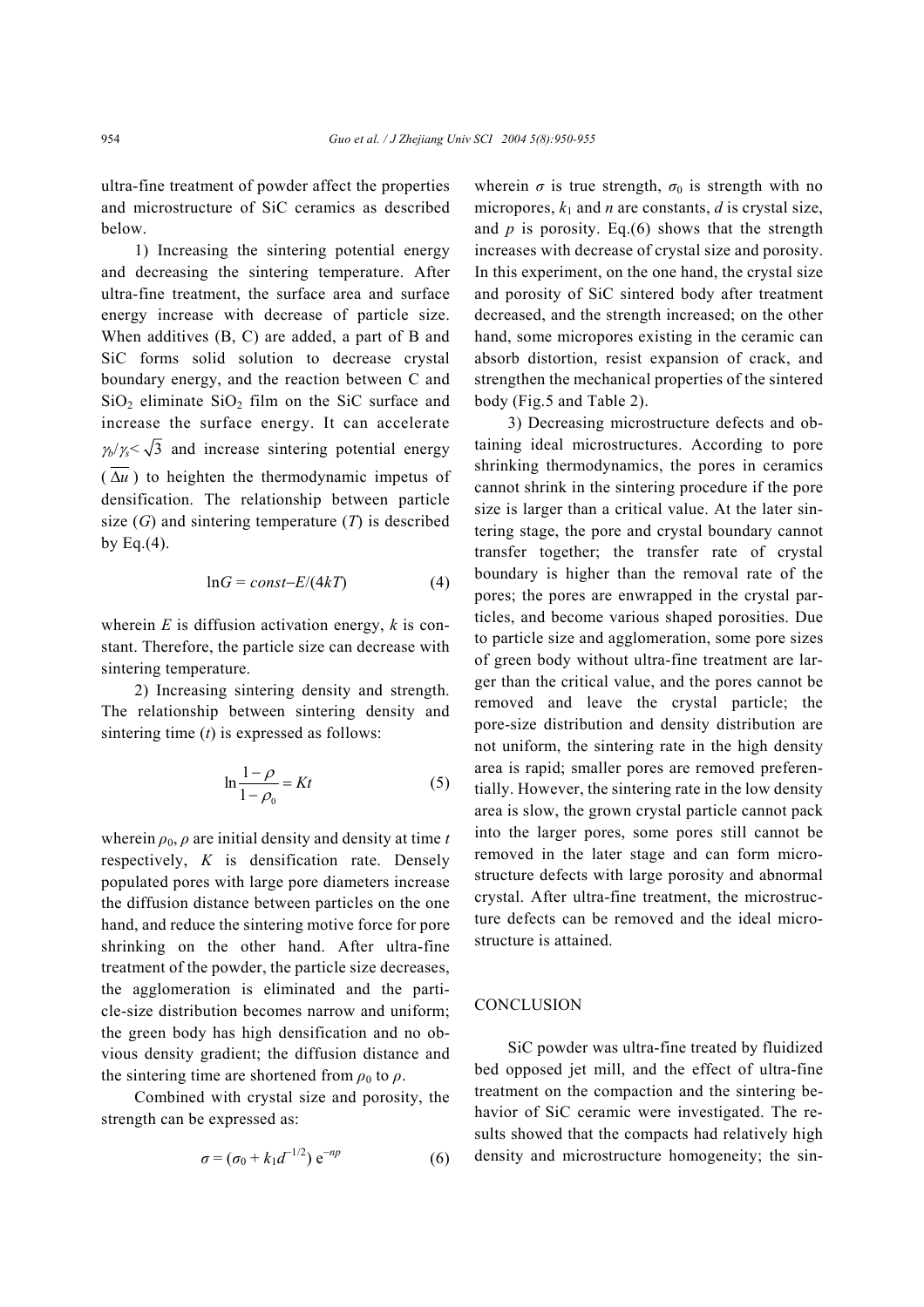ultra-fine treatment of powder affect the properties and microstructure of SiC ceramics as described below.

1) Increasing the sintering potential energy and decreasing the sintering temperature. After ultra-fine treatment, the surface area and surface energy increase with decrease of particle size. When additives (B, C) are added, a part of B and SiC forms solid solution to decrease crystal boundary energy, and the reaction between C and $SiO_2$ eliminate $SiO_2$ film on the SiC surface and increase the surface energy. It can accelerate $\gamma_b/\gamma_s < \sqrt{3}$ and increase sintering potential energy ($\overline{\Delta u}$) to heighten the thermodynamic impetus of densification. The relationship between particle size ($G$) and sintering temperature ($T$) is described by Eq.(4).

$$\ln G = const - E/(4kT) \tag{4}$$

wherein $E$ is diffusion activation energy, $k$ is constant. Therefore, the particle size can decrease with sintering temperature.

2) Increasing sintering density and strength. The relationship between sintering density and sintering time ($t$) is expressed as follows:

$$\ln \frac{1-\rho}{1-\rho_0} = Kt \tag{5}$$

wherein $\rho_0$, $\rho$ are initial density and density at time $t$ respectively, $K$ is densification rate. Densely populated pores with large pore diameters increase the diffusion distance between particles on the one hand, and reduce the sintering motive force for pore shrinking on the other hand. After ultra-fine treatment of the powder, the particle size decreases, the agglomeration is eliminated and the particle-size distribution becomes narrow and uniform; the green body has high densification and no obvious density gradient; the diffusion distance and the sintering time are shortened from $\rho_0$ to $\rho$.

Combined with crystal size and porosity, the strength can be expressed as:

$$\sigma = (\sigma_0 + k_1 d^{-1/2})\, e^{-np} \tag{6}$$

wherein $\sigma$ is true strength, $\sigma_0$ is strength with no micropores, $k_1$ and $n$ are constants, $d$ is crystal size, and $p$ is porosity. Eq.(6) shows that the strength increases with decrease of crystal size and porosity. In this experiment, on the one hand, the crystal size and porosity of SiC sintered body after treatment decreased, and the strength increased; on the other hand, some micropores existing in the ceramic can absorb distortion, resist expansion of crack, and strengthen the mechanical properties of the sintered body (Fig.5 and Table 2).

3) Decreasing microstructure defects and obtaining ideal microstructures. According to pore shrinking thermodynamics, the pores in ceramics cannot shrink in the sintering procedure if the pore size is larger than a critical value. At the later sintering stage, the pore and crystal boundary cannot transfer together; the transfer rate of crystal boundary is higher than the removal rate of the pores; the pores are enwrapped in the crystal particles, and become various shaped porosities. Due to particle size and agglomeration, some pore sizes of green body without ultra-fine treatment are larger than the critical value, and the pores cannot be removed and leave the crystal particle; the pore-size distribution and density distribution are not uniform, the sintering rate in the high density area is rapid; smaller pores are removed preferentially. However, the sintering rate in the low density area is slow, the grown crystal particle cannot pack into the larger pores, some pores still cannot be removed in the later stage and can form microstructure defects with large porosity and abnormal crystal. After ultra-fine treatment, the microstructure defects can be removed and the ideal microstructure is attained.

## CONCLUSION

SiC powder was ultra-fine treated by fluidized bed opposed jet mill, and the effect of ultra-fine treatment on the compaction and the sintering behavior of SiC ceramic were investigated. The results showed that the compacts had relatively high density and microstructure homogeneity; the sin-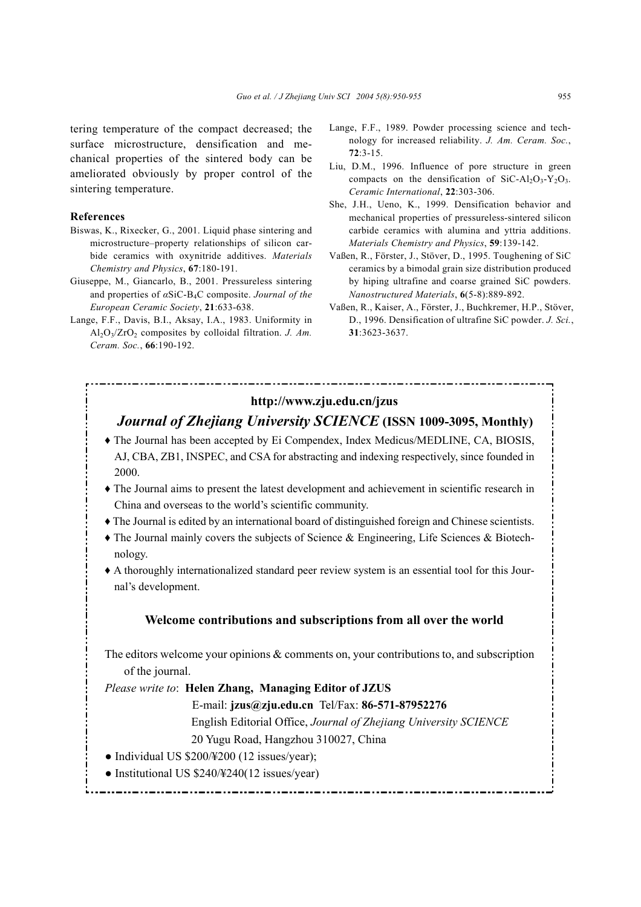tering temperature of the compact decreased; the surface microstructure, densification and mechanical properties of the sintered body can be ameliorated obviously by proper control of the sintering temperature.

### References

Biswas, K., Rixecker, G., 2001. Liquid phase sintering and microstructure–property relationships of silicon carbide ceramics with oxynitride additives. *Materials Chemistry and Physics*, **67**:180-191.

Giuseppe, M., Giancarlo, B., 2001. Pressureless sintering and properties of $\alpha$SiC-$B_4C$ composite. *Journal of the European Ceramic Society*, **21**:633-638.

Lange, F.F., Davis, B.I., Aksay, I.A., 1983. Uniformity in $Al_2O_3/ZrO_2$ composites by colloidal filtration. *J. Am. Ceram. Soc.*, **66**:190-192.

Lange, F.F., 1989. Powder processing science and technology for increased reliability. *J. Am. Ceram. Soc.*, **72**:3-15.

Liu, D.M., 1996. Influence of pore structure in green compacts on the densification of SiC-$Al_2O_3$-$Y_2O_3$. *Ceramic International*, **22**:303-306.

She, J.H., Ueno, K., 1999. Densification behavior and mechanical properties of pressureless-sintered silicon carbide ceramics with alumina and yttria additions. *Materials Chemistry and Physics*, **59**:139-142.

Vaßen, R., Förster, J., Stöver, D., 1995. Toughening of SiC ceramics by a bimodal grain size distribution produced by hiping ultrafine and coarse grained SiC powders. *Nanostructured Materials*, **6**(5-8):889-892.

Vaßen, R., Kaiser, A., Förster, J., Buchkremer, H.P., Stöver, D., 1996. Densification of ultrafine SiC powder. *J. Sci.*, **31**:3623-3637.

---

**http://www.zju.edu.cn/jzus**

***Journal of Zhejiang University SCIENCE*** **(ISSN 1009-3095, Monthly)**

♦ The Journal has been accepted by Ei Compendex, Index Medicus/MEDLINE, CA, BIOSIS, AJ, CBA, ZB1, INSPEC, and CSA for abstracting and indexing respectively, since founded in 2000.

♦ The Journal aims to present the latest development and achievement in scientific research in China and overseas to the world's scientific community.

♦ The Journal is edited by an international board of distinguished foreign and Chinese scientists.

♦ The Journal mainly covers the subjects of Science & Engineering, Life Sciences & Biotechnology.

♦ A thoroughly internationalized standard peer review system is an essential tool for this Journal's development.

**Welcome contributions and subscriptions from all over the world**

The editors welcome your opinions & comments on, your contributions to, and subscription of the journal.

*Please write to*: **Helen Zhang, Managing Editor of JZUS**

E-mail: **jzus@zju.edu.cn** Tel/Fax: **86-571-87952276**

English Editorial Office, *Journal of Zhejiang University SCIENCE*

20 Yugu Road, Hangzhou 310027, China

● Individual US $200/¥200 (12 issues/year);

● Institutional US $240/¥240(12 issues/year)